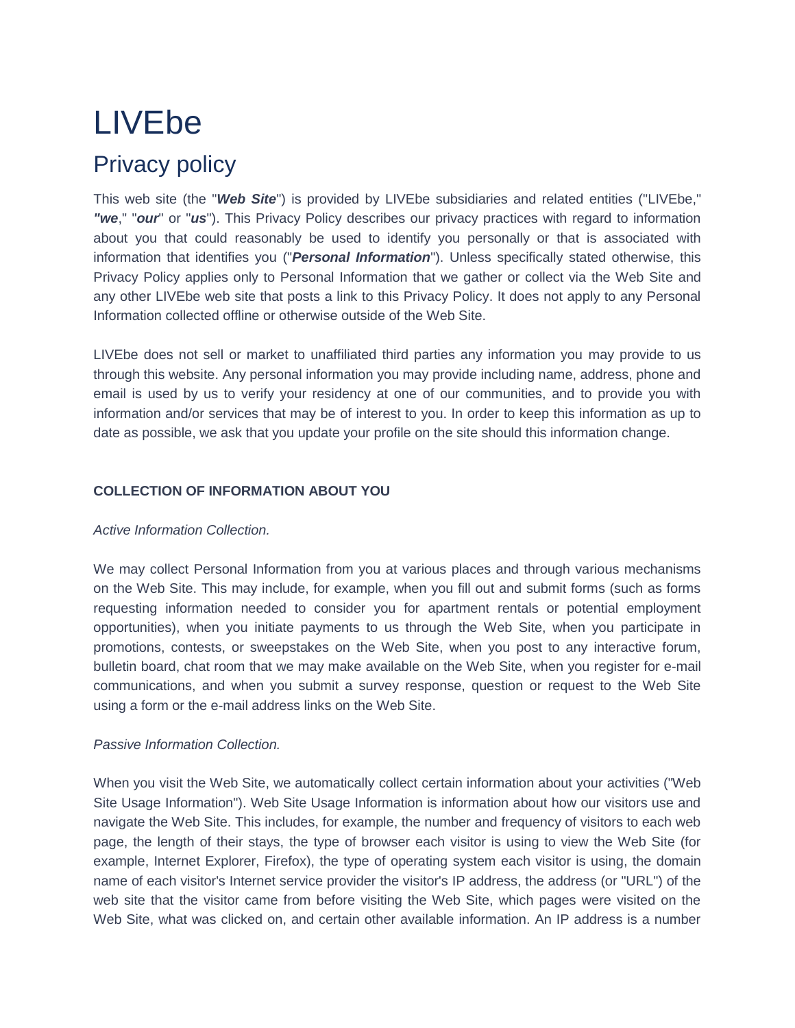# LIVEbe

## Privacy policy

This web site (the "***Web Site***") is provided by LIVEbe subsidiaries and related entities ("LIVEbe," ***"we***," "***our***" or "***us***"). This Privacy Policy describes our privacy practices with regard to information about you that could reasonably be used to identify you personally or that is associated with information that identifies you ("***Personal Information***"). Unless specifically stated otherwise, this Privacy Policy applies only to Personal Information that we gather or collect via the Web Site and any other LIVEbe web site that posts a link to this Privacy Policy. It does not apply to any Personal Information collected offline or otherwise outside of the Web Site.

LIVEbe does not sell or market to unaffiliated third parties any information you may provide to us through this website. Any personal information you may provide including name, address, phone and email is used by us to verify your residency at one of our communities, and to provide you with information and/or services that may be of interest to you. In order to keep this information as up to date as possible, we ask that you update your profile on the site should this information change.

**COLLECTION OF INFORMATION ABOUT YOU**

*Active Information Collection.*

We may collect Personal Information from you at various places and through various mechanisms on the Web Site. This may include, for example, when you fill out and submit forms (such as forms requesting information needed to consider you for apartment rentals or potential employment opportunities), when you initiate payments to us through the Web Site, when you participate in promotions, contests, or sweepstakes on the Web Site, when you post to any interactive forum, bulletin board, chat room that we may make available on the Web Site, when you register for e-mail communications, and when you submit a survey response, question or request to the Web Site using a form or the e-mail address links on the Web Site.

*Passive Information Collection.*

When you visit the Web Site, we automatically collect certain information about your activities ("Web Site Usage Information"). Web Site Usage Information is information about how our visitors use and navigate the Web Site. This includes, for example, the number and frequency of visitors to each web page, the length of their stays, the type of browser each visitor is using to view the Web Site (for example, Internet Explorer, Firefox), the type of operating system each visitor is using, the domain name of each visitor's Internet service provider the visitor's IP address, the address (or "URL") of the web site that the visitor came from before visiting the Web Site, which pages were visited on the Web Site, what was clicked on, and certain other available information. An IP address is a number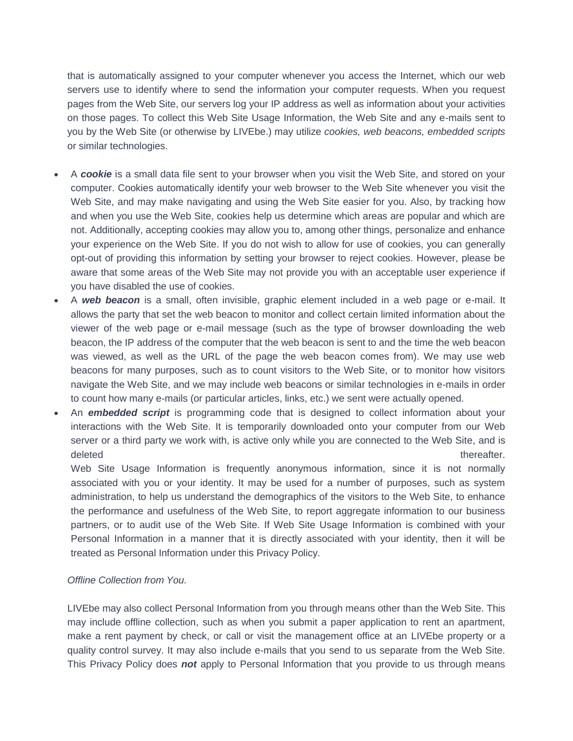that is automatically assigned to your computer whenever you access the Internet, which our web servers use to identify where to send the information your computer requests. When you request pages from the Web Site, our servers log your IP address as well as information about your activities on those pages. To collect this Web Site Usage Information, the Web Site and any e-mails sent to you by the Web Site (or otherwise by LIVEbe.) may utilize *cookies, web beacons, embedded scripts* or similar technologies.

- A ***cookie*** is a small data file sent to your browser when you visit the Web Site, and stored on your computer. Cookies automatically identify your web browser to the Web Site whenever you visit the Web Site, and may make navigating and using the Web Site easier for you. Also, by tracking how and when you use the Web Site, cookies help us determine which areas are popular and which are not. Additionally, accepting cookies may allow you to, among other things, personalize and enhance your experience on the Web Site. If you do not wish to allow for use of cookies, you can generally opt-out of providing this information by setting your browser to reject cookies. However, please be aware that some areas of the Web Site may not provide you with an acceptable user experience if you have disabled the use of cookies.
- A ***web beacon*** is a small, often invisible, graphic element included in a web page or e-mail. It allows the party that set the web beacon to monitor and collect certain limited information about the viewer of the web page or e-mail message (such as the type of browser downloading the web beacon, the IP address of the computer that the web beacon is sent to and the time the web beacon was viewed, as well as the URL of the page the web beacon comes from). We may use web beacons for many purposes, such as to count visitors to the Web Site, or to monitor how visitors navigate the Web Site, and we may include web beacons or similar technologies in e-mails in order to count how many e-mails (or particular articles, links, etc.) we sent were actually opened.
- An ***embedded script*** is programming code that is designed to collect information about your interactions with the Web Site. It is temporarily downloaded onto your computer from our Web server or a third party we work with, is active only while you are connected to the Web Site, and is deleted thereafter.

  Web Site Usage Information is frequently anonymous information, since it is not normally associated with you or your identity. It may be used for a number of purposes, such as system administration, to help us understand the demographics of the visitors to the Web Site, to enhance the performance and usefulness of the Web Site, to report aggregate information to our business partners, or to audit use of the Web Site. If Web Site Usage Information is combined with your Personal Information in a manner that it is directly associated with your identity, then it will be treated as Personal Information under this Privacy Policy.

*Offline Collection from You.*

LIVEbe may also collect Personal Information from you through means other than the Web Site. This may include offline collection, such as when you submit a paper application to rent an apartment, make a rent payment by check, or call or visit the management office at an LIVEbe property or a quality control survey. It may also include e-mails that you send to us separate from the Web Site. This Privacy Policy does ***not*** apply to Personal Information that you provide to us through means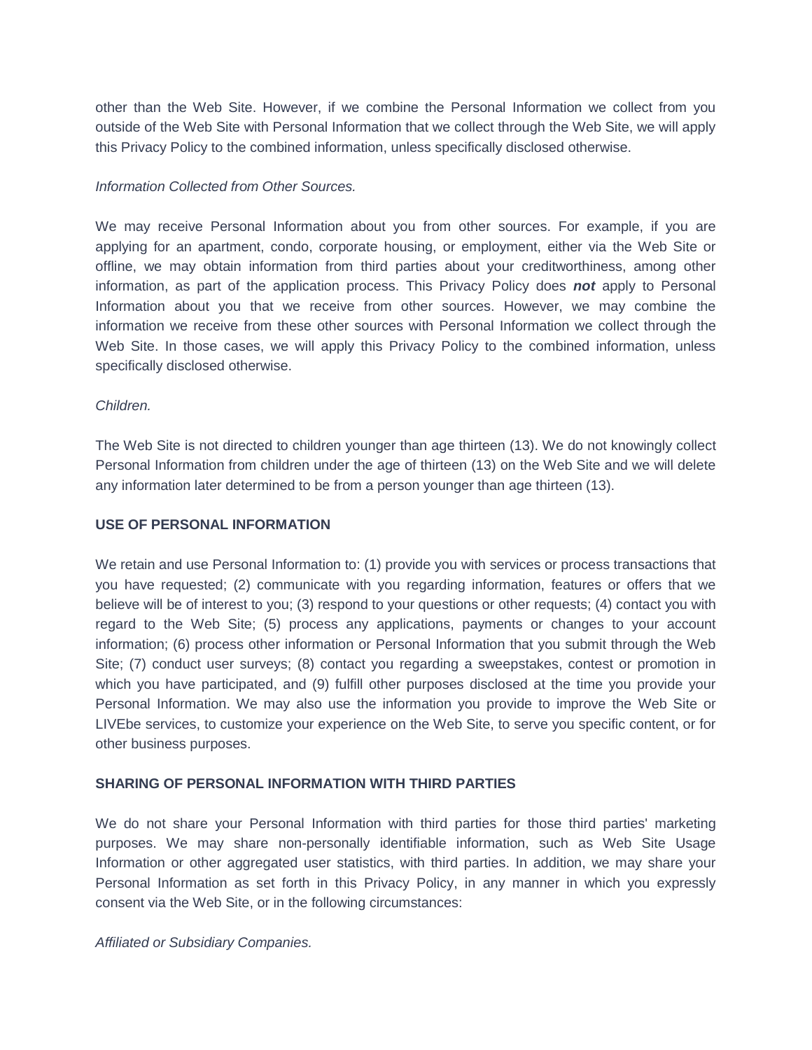other than the Web Site. However, if we combine the Personal Information we collect from you outside of the Web Site with Personal Information that we collect through the Web Site, we will apply this Privacy Policy to the combined information, unless specifically disclosed otherwise.

*Information Collected from Other Sources.*

We may receive Personal Information about you from other sources. For example, if you are applying for an apartment, condo, corporate housing, or employment, either via the Web Site or offline, we may obtain information from third parties about your creditworthiness, among other information, as part of the application process. This Privacy Policy does ***not*** apply to Personal Information about you that we receive from other sources. However, we may combine the information we receive from these other sources with Personal Information we collect through the Web Site. In those cases, we will apply this Privacy Policy to the combined information, unless specifically disclosed otherwise.

*Children.*

The Web Site is not directed to children younger than age thirteen (13). We do not knowingly collect Personal Information from children under the age of thirteen (13) on the Web Site and we will delete any information later determined to be from a person younger than age thirteen (13).

**USE OF PERSONAL INFORMATION**

We retain and use Personal Information to: (1) provide you with services or process transactions that you have requested; (2) communicate with you regarding information, features or offers that we believe will be of interest to you; (3) respond to your questions or other requests; (4) contact you with regard to the Web Site; (5) process any applications, payments or changes to your account information; (6) process other information or Personal Information that you submit through the Web Site; (7) conduct user surveys; (8) contact you regarding a sweepstakes, contest or promotion in which you have participated, and (9) fulfill other purposes disclosed at the time you provide your Personal Information. We may also use the information you provide to improve the Web Site or LIVEbe services, to customize your experience on the Web Site, to serve you specific content, or for other business purposes.

**SHARING OF PERSONAL INFORMATION WITH THIRD PARTIES**

We do not share your Personal Information with third parties for those third parties' marketing purposes. We may share non-personally identifiable information, such as Web Site Usage Information or other aggregated user statistics, with third parties. In addition, we may share your Personal Information as set forth in this Privacy Policy, in any manner in which you expressly consent via the Web Site, or in the following circumstances:

*Affiliated or Subsidiary Companies.*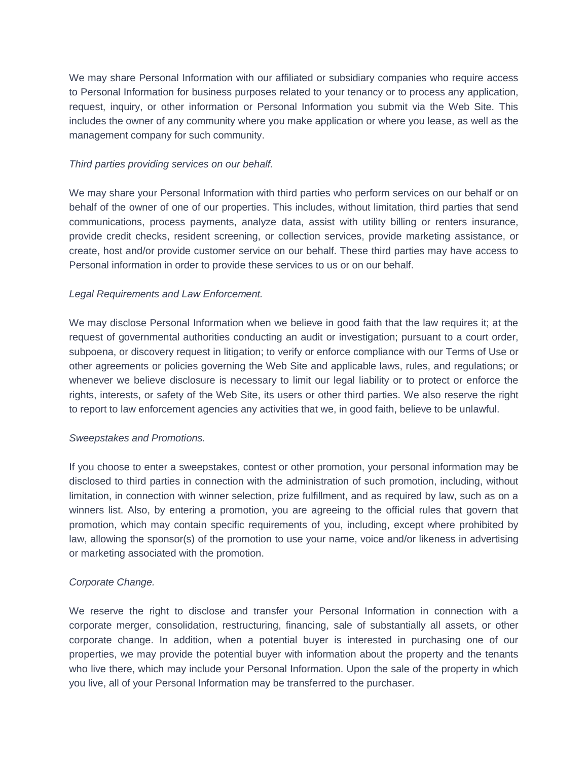We may share Personal Information with our affiliated or subsidiary companies who require access to Personal Information for business purposes related to your tenancy or to process any application, request, inquiry, or other information or Personal Information you submit via the Web Site. This includes the owner of any community where you make application or where you lease, as well as the management company for such community.

*Third parties providing services on our behalf.*

We may share your Personal Information with third parties who perform services on our behalf or on behalf of the owner of one of our properties. This includes, without limitation, third parties that send communications, process payments, analyze data, assist with utility billing or renters insurance, provide credit checks, resident screening, or collection services, provide marketing assistance, or create, host and/or provide customer service on our behalf. These third parties may have access to Personal information in order to provide these services to us or on our behalf.

*Legal Requirements and Law Enforcement.*

We may disclose Personal Information when we believe in good faith that the law requires it; at the request of governmental authorities conducting an audit or investigation; pursuant to a court order, subpoena, or discovery request in litigation; to verify or enforce compliance with our Terms of Use or other agreements or policies governing the Web Site and applicable laws, rules, and regulations; or whenever we believe disclosure is necessary to limit our legal liability or to protect or enforce the rights, interests, or safety of the Web Site, its users or other third parties. We also reserve the right to report to law enforcement agencies any activities that we, in good faith, believe to be unlawful.

*Sweepstakes and Promotions.*

If you choose to enter a sweepstakes, contest or other promotion, your personal information may be disclosed to third parties in connection with the administration of such promotion, including, without limitation, in connection with winner selection, prize fulfillment, and as required by law, such as on a winners list. Also, by entering a promotion, you are agreeing to the official rules that govern that promotion, which may contain specific requirements of you, including, except where prohibited by law, allowing the sponsor(s) of the promotion to use your name, voice and/or likeness in advertising or marketing associated with the promotion.

*Corporate Change.*

We reserve the right to disclose and transfer your Personal Information in connection with a corporate merger, consolidation, restructuring, financing, sale of substantially all assets, or other corporate change. In addition, when a potential buyer is interested in purchasing one of our properties, we may provide the potential buyer with information about the property and the tenants who live there, which may include your Personal Information. Upon the sale of the property in which you live, all of your Personal Information may be transferred to the purchaser.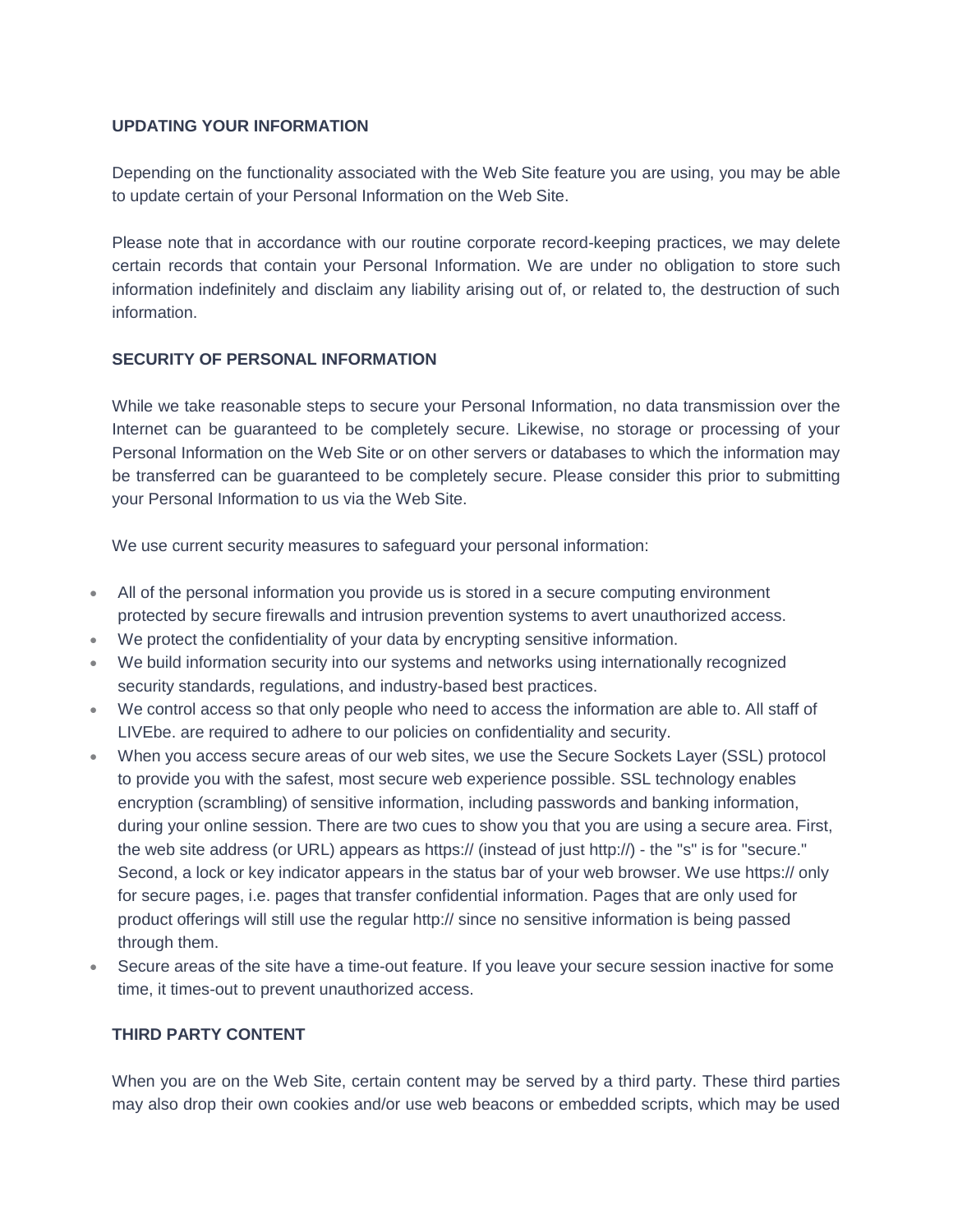## UPDATING YOUR INFORMATION

Depending on the functionality associated with the Web Site feature you are using, you may be able to update certain of your Personal Information on the Web Site.

Please note that in accordance with our routine corporate record-keeping practices, we may delete certain records that contain your Personal Information. We are under no obligation to store such information indefinitely and disclaim any liability arising out of, or related to, the destruction of such information.

## SECURITY OF PERSONAL INFORMATION

While we take reasonable steps to secure your Personal Information, no data transmission over the Internet can be guaranteed to be completely secure. Likewise, no storage or processing of your Personal Information on the Web Site or on other servers or databases to which the information may be transferred can be guaranteed to be completely secure. Please consider this prior to submitting your Personal Information to us via the Web Site.

We use current security measures to safeguard your personal information:

- All of the personal information you provide us is stored in a secure computing environment protected by secure firewalls and intrusion prevention systems to avert unauthorized access.
- We protect the confidentiality of your data by encrypting sensitive information.
- We build information security into our systems and networks using internationally recognized security standards, regulations, and industry-based best practices.
- We control access so that only people who need to access the information are able to. All staff of LIVEbe. are required to adhere to our policies on confidentiality and security.
- When you access secure areas of our web sites, we use the Secure Sockets Layer (SSL) protocol to provide you with the safest, most secure web experience possible. SSL technology enables encryption (scrambling) of sensitive information, including passwords and banking information, during your online session. There are two cues to show you that you are using a secure area. First, the web site address (or URL) appears as https:// (instead of just http://) - the "s" is for "secure." Second, a lock or key indicator appears in the status bar of your web browser. We use https:// only for secure pages, i.e. pages that transfer confidential information. Pages that are only used for product offerings will still use the regular http:// since no sensitive information is being passed through them.
- Secure areas of the site have a time-out feature. If you leave your secure session inactive for some time, it times-out to prevent unauthorized access.

## THIRD PARTY CONTENT

When you are on the Web Site, certain content may be served by a third party. These third parties may also drop their own cookies and/or use web beacons or embedded scripts, which may be used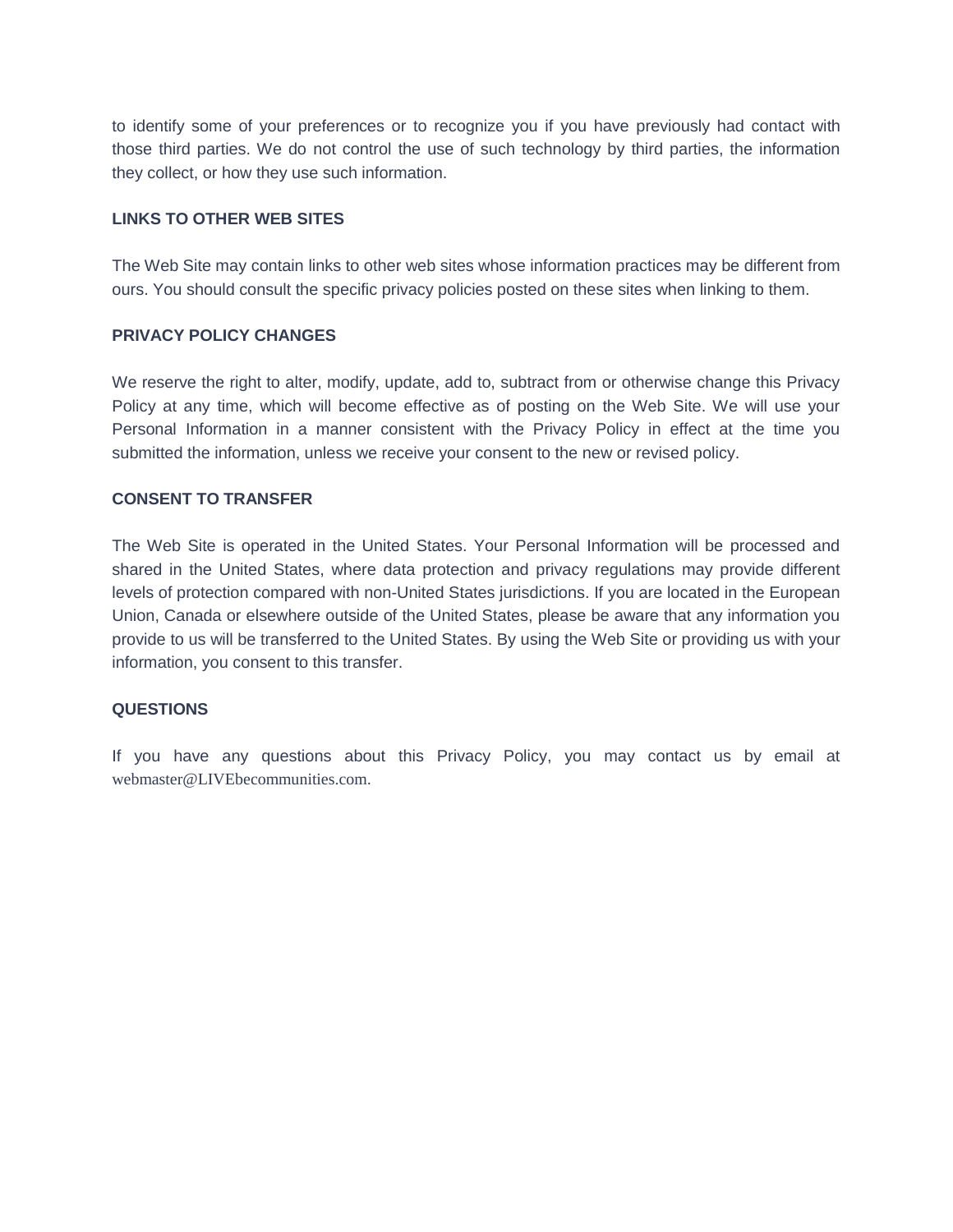to identify some of your preferences or to recognize you if you have previously had contact with those third parties. We do not control the use of such technology by third parties, the information they collect, or how they use such information.

**LINKS TO OTHER WEB SITES**

The Web Site may contain links to other web sites whose information practices may be different from ours. You should consult the specific privacy policies posted on these sites when linking to them.

**PRIVACY POLICY CHANGES**

We reserve the right to alter, modify, update, add to, subtract from or otherwise change this Privacy Policy at any time, which will become effective as of posting on the Web Site. We will use your Personal Information in a manner consistent with the Privacy Policy in effect at the time you submitted the information, unless we receive your consent to the new or revised policy.

**CONSENT TO TRANSFER**

The Web Site is operated in the United States. Your Personal Information will be processed and shared in the United States, where data protection and privacy regulations may provide different levels of protection compared with non-United States jurisdictions. If you are located in the European Union, Canada or elsewhere outside of the United States, please be aware that any information you provide to us will be transferred to the United States. By using the Web Site or providing us with your information, you consent to this transfer.

**QUESTIONS**

If you have any questions about this Privacy Policy, you may contact us by email at webmaster@LIVEbecommunities.com.